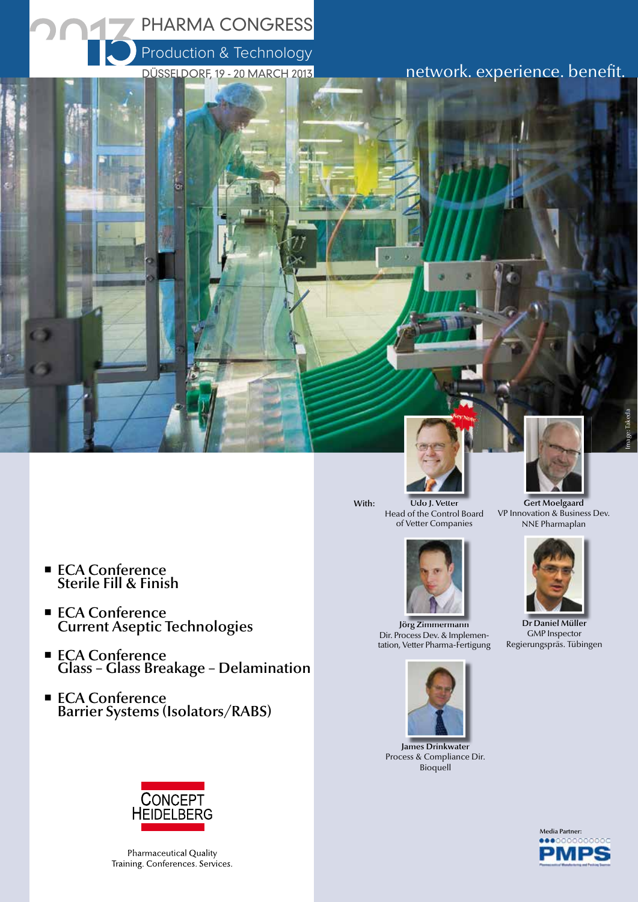# 2013 PHARMA CONGRESS

## Production & Technology

DÜSSELDORF, 19 - 20 MARCH 2013

network. experience. benefit.

Image: Takeda

- **ECA Conference**
  **Sterile Fill & Finish**
- **ECA Conference**
  **Current Aseptic Technologies**
- **ECA Conference**
  **Glass – Glass Breakage – Delamination**
- **ECA Conference**
  **Barrier Systems (Isolators/RABS)**

With:

Key Note

**Udo J. Vetter**
Head of the Control Board of Vetter Companies

**Gert Moelgaard**
VP Innovation & Business Dev.
NNE Pharmaplan

**Jörg Zimmermann**
Dir. Process Dev. & Implementation, Vetter Pharma-Fertigung

**Dr Daniel Müller**
GMP Inspector
Regierungspräs. Tübingen

**James Drinkwater**
Process & Compliance Dir.
Bioquell

CONCEPT HEIDELBERG

Pharmaceutical Quality
Training. Conferences. Services.

Media Partner:
PMPS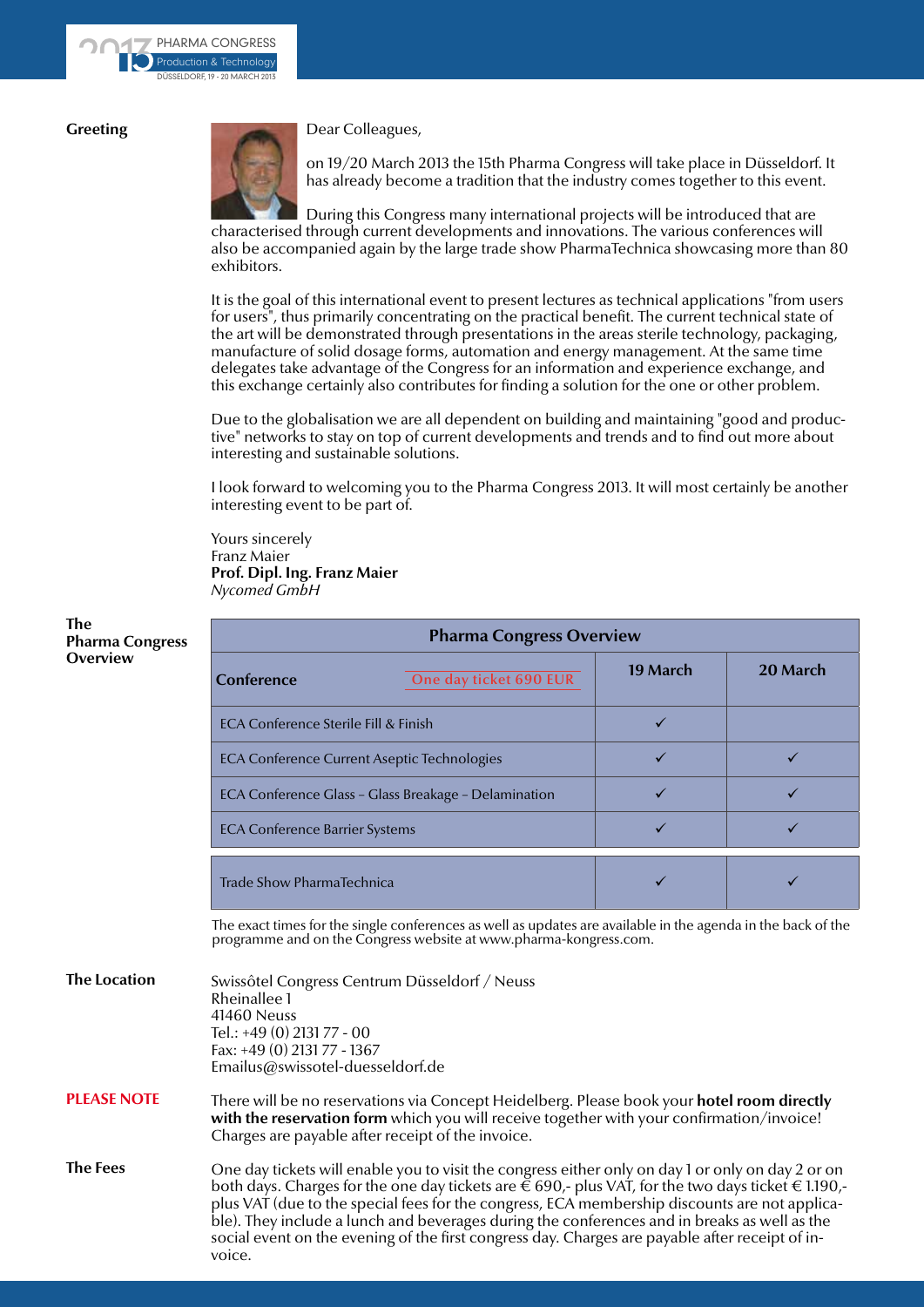## Greeting

Dear Colleagues,

on 19/20 March 2013 the 15th Pharma Congress will take place in Düsseldorf. It has already become a tradition that the industry comes together to this event.

During this Congress many international projects will be introduced that are characterised through current developments and innovations. The various conferences will also be accompanied again by the large trade show PharmaTechnica showcasing more than 80 exhibitors.

It is the goal of this international event to present lectures as technical applications "from users for users", thus primarily concentrating on the practical benefit. The current technical state of the art will be demonstrated through presentations in the areas sterile technology, packaging, manufacture of solid dosage forms, automation and energy management. At the same time delegates take advantage of the Congress for an information and experience exchange, and this exchange certainly also contributes for finding a solution for the one or other problem.

Due to the globalisation we are all dependent on building and maintaining "good and productive" networks to stay on top of current developments and trends and to find out more about interesting and sustainable solutions.

I look forward to welcoming you to the Pharma Congress 2013. It will most certainly be another interesting event to be part of.

Yours sincerely
Franz Maier
**Prof. Dipl. Ing. Franz Maier**
*Nycomed GmbH*

## The Pharma Congress Overview

| Pharma Congress Overview | | |
|---|---|---|
| **Conference** — One day ticket 690 EUR | **19 March** | **20 March** |
| ECA Conference Sterile Fill & Finish | ✓ | |
| ECA Conference Current Aseptic Technologies | ✓ | ✓ |
| ECA Conference Glass – Glass Breakage – Delamination | ✓ | ✓ |
| ECA Conference Barrier Systems | ✓ | ✓ |
| Trade Show PharmaTechnica | ✓ | ✓ |

The exact times for the single conferences as well as updates are available in the agenda in the back of the programme and on the Congress website at www.pharma-kongress.com.

## The Location

Swissôtel Congress Centrum Düsseldorf / Neuss
Rheinallee 1
41460 Neuss
Tel.: +49 (0) 2131 77 - 00
Fax: +49 (0) 2131 77 - 1367
Emailus@swissotel-duesseldorf.de

## PLEASE NOTE

There will be no reservations via Concept Heidelberg. Please book your **hotel room directly with the reservation form** which you will receive together with your confirmation/invoice! Charges are payable after receipt of the invoice.

## The Fees

One day tickets will enable you to visit the congress either only on day 1 or only on day 2 or on both days. Charges for the one day tickets are € 690,- plus VAT, for the two days ticket € 1.190,- plus VAT (due to the special fees for the congress, ECA membership discounts are not applicable). They include a lunch and beverages during the conferences and in breaks as well as the social event on the evening of the first congress day. Charges are payable after receipt of invoice.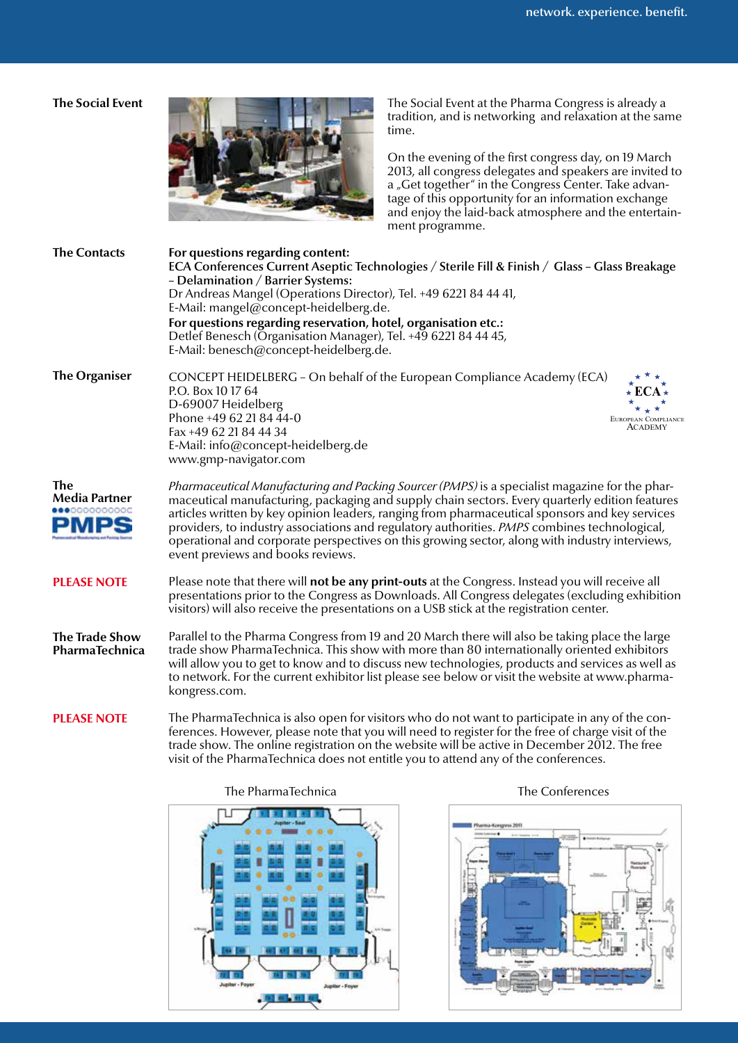## The Social Event

The Social Event at the Pharma Congress is already a tradition, and is networking and relaxation at the same time.

On the evening of the first congress day, on 19 March 2013, all congress delegates and speakers are invited to a „Get together" in the Congress Center. Take advantage of this opportunity for an information exchange and enjoy the laid-back atmosphere and the entertainment programme.

## The Contacts

**For questions regarding content:**
**ECA Conferences Current Aseptic Technologies / Sterile Fill & Finish / Glass – Glass Breakage – Delamination / Barrier Systems:**
Dr Andreas Mangel (Operations Director), Tel. +49 6221 84 44 41,
E-Mail: mangel@concept-heidelberg.de.
**For questions regarding reservation, hotel, organisation etc.:**
Detlef Benesch (Organisation Manager), Tel. +49 6221 84 44 45,
E-Mail: benesch@concept-heidelberg.de.

## The Organiser

CONCEPT HEIDELBERG – On behalf of the European Compliance Academy (ECA)
P.O. Box 10 17 64
D-69007 Heidelberg
Phone +49 62 21 84 44-0
Fax +49 62 21 84 44 34
E-Mail: info@concept-heidelberg.de
www.gmp-navigator.com

ECA – European Compliance Academy

## The Media Partner

*Pharmaceutical Manufacturing and Packing Sourcer (PMPS)* is a specialist magazine for the pharmaceutical manufacturing, packaging and supply chain sectors. Every quarterly edition features articles written by key opinion leaders, ranging from pharmaceutical sponsors and key services providers, to industry associations and regulatory authorities. *PMPS* combines technological, operational and corporate perspectives on this growing sector, along with industry interviews, event previews and books reviews.

## PLEASE NOTE

Please note that there will **not be any print-outs** at the Congress. Instead you will receive all presentations prior to the Congress as Downloads. All Congress delegates (excluding exhibition visitors) will also receive the presentations on a USB stick at the registration center.

## The Trade Show PharmaTechnica

Parallel to the Pharma Congress from 19 and 20 March there will also be taking place the large trade show PharmaTechnica. This show with more than 80 internationally oriented exhibitors will allow you to get to know and to discuss new technologies, products and services as well as to network. For the current exhibitor list please see below or visit the website at www.pharma-kongress.com.

## PLEASE NOTE

The PharmaTechnica is also open for visitors who do not want to participate in any of the conferences. However, please note that you will need to register for the free of charge visit of the trade show. The online registration on the website will be active in December 2012. The free visit of the PharmaTechnica does not entitle you to attend any of the conferences.

The PharmaTechnica

The Conferences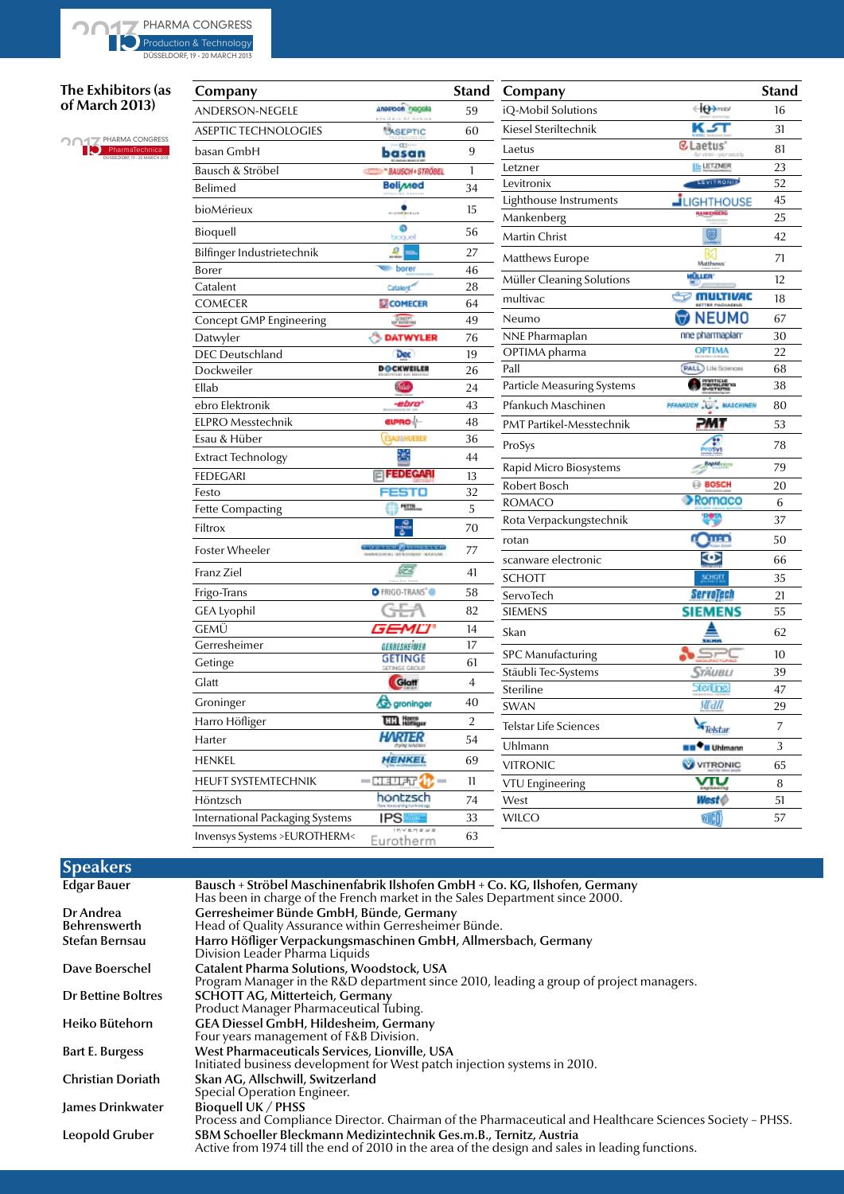## The Exhibitors (as of March 2013)

| Company | Stand |
|---|---|
| ANDERSON-NEGELE | 59 |
| ASEPTIC TECHNOLOGIES | 60 |
| basan GmbH | 9 |
| Bausch & Ströbel | 1 |
| Belimed | 34 |
| bioMérieux | 15 |
| Bioquell | 56 |
| Bilfinger Industrietechnik | 27 |
| Borer | 46 |
| Catalent | 28 |
| COMECER | 64 |
| Concept GMP Engineering | 49 |
| Datwyler | 76 |
| DEC Deutschland | 19 |
| Dockweiler | 26 |
| Ellab | 24 |
| ebro Elektronik | 43 |
| ELPRO Messtechnik | 48 |
| Esau & Hüber | 36 |
| Extract Technology | 44 |
| FEDEGARI | 13 |
| Festo | 32 |
| Fette Compacting | 5 |
| Filtrox | 70 |
| Foster Wheeler | 77 |
| Franz Ziel | 41 |
| Frigo-Trans | 58 |
| GEA Lyophil | 82 |
| GEMÜ | 14 |
| Gerresheimer | 17 |
| Getinge | 61 |
| Glatt | 4 |
| Groninger | 40 |
| Harro Höfliger | 2 |
| Harter | 54 |
| HENKEL | 69 |
| HEUFT SYSTEMTECHNIK | 11 |
| Höntzsch | 74 |
| International Packaging Systems | 33 |
| Invensys Systems >EUROTHERM< | 63 |
| iQ-Mobil Solutions | 16 |
| Kiesel Steriltechnik | 31 |
| Laetus | 81 |
| Letzner | 23 |
| Levitronix | 52 |
| Lighthouse Instruments | 45 |
| Mankenberg | 25 |
| Martin Christ | 42 |
| Matthews Europe | 71 |
| Müller Cleaning Solutions | 12 |
| multivac | 18 |
| Neumo | 67 |
| NNE Pharmaplan | 30 |
| OPTIMA pharma | 22 |
| Pall | 68 |
| Particle Measuring Systems | 38 |
| Pfankuch Maschinen | 80 |
| PMT Partikel-Messtechnik | 53 |
| ProSys | 78 |
| Rapid Micro Biosystems | 79 |
| Robert Bosch | 20 |
| ROMACO | 6 |
| Rota Verpackungstechnik | 37 |
| rotan | 50 |
| scanware electronic | 66 |
| SCHOTT | 35 |
| ServoTech | 21 |
| SIEMENS | 55 |
| Skan | 62 |
| SPC Manufacturing | 10 |
| Stäubli Tec-Systems | 39 |
| Steriline | 47 |
| SWAN | 29 |
| Telstar Life Sciences | 7 |
| Uhlmann | 3 |
| VITRONIC | 65 |
| VTU Engineering | 8 |
| West | 51 |
| WILCO | 57 |

## Speakers

**Edgar Bauer**
**Bausch + Ströbel Maschinenfabrik Ilshofen GmbH + Co. KG, Ilshofen, Germany**
Has been in charge of the French market in the Sales Department since 2000.

**Dr Andrea Behrenswerth**
**Gerresheimer Bünde GmbH, Bünde, Germany**
Head of Quality Assurance within Gerresheimer Bünde.

**Stefan Bernsau**
**Harro Höfliger Verpackungsmaschinen GmbH, Allmersbach, Germany**
Division Leader Pharma Liquids

**Dave Boerschel**
**Catalent Pharma Solutions, Woodstock, USA**
Program Manager in the R&D department since 2010, leading a group of project managers.

**Dr Bettine Boltres**
**SCHOTT AG, Mitterteich, Germany**
Product Manager Pharmaceutical Tubing.

**Heiko Bütehorn**
**GEA Diessel GmbH, Hildesheim, Germany**
Four years management of F&B Division.

**Bart E. Burgess**
**West Pharmaceuticals Services, Lionville, USA**
Initiated business development for West patch injection systems in 2010.

**Christian Doriath**
**Skan AG, Allschwill, Switzerland**
Special Operation Engineer.

**James Drinkwater**
**Bioquell UK / PHSS**
Process and Compliance Director. Chairman of the Pharmaceutical and Healthcare Sciences Society – PHSS.

**Leopold Gruber**
**SBM Schoeller Bleckmann Medizintechnik Ges.m.B., Ternitz, Austria**
Active from 1974 till the end of 2010 in the area of the design and sales in leading functions.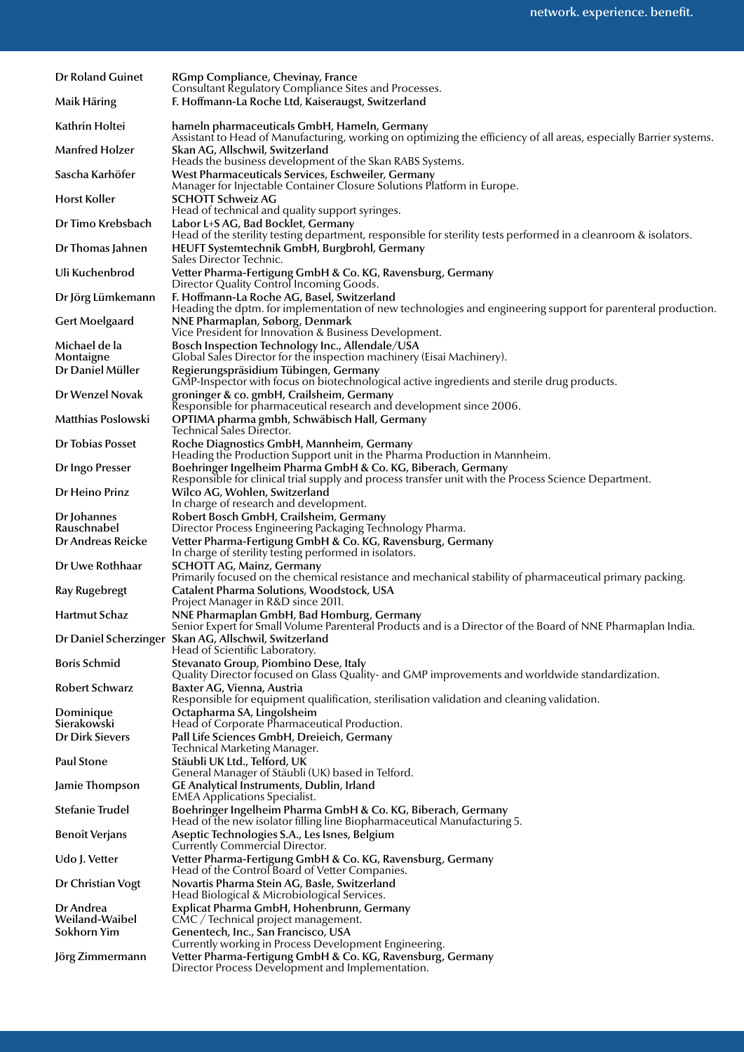**Dr Roland Guinet** — **RGmp Compliance, Chevinay, France**
Consultant Regulatory Compliance Sites and Processes.

**Maik Häring** — **F. Hoffmann-La Roche Ltd, Kaiseraugst, Switzerland**

**Kathrin Holtei** — **hameln pharmaceuticals GmbH, Hameln, Germany**
Assistant to Head of Manufacturing, working on optimizing the efficiency of all areas, especially Barrier systems.

**Manfred Holzer** — **Skan AG, Allschwil, Switzerland**
Heads the business development of the Skan RABS Systems.

**Sascha Karhöfer** — **West Pharmaceuticals Services, Eschweiler, Germany**
Manager for Injectable Container Closure Solutions Platform in Europe.

**Horst Koller** — **SCHOTT Schweiz AG**
Head of technical and quality support syringes.

**Dr Timo Krebsbach** — **Labor L+S AG, Bad Bocklet, Germany**
Head of the sterility testing department, responsible for sterility tests performed in a cleanroom & isolators.

**Dr Thomas Jahnen** — **HEUFT Systemtechnik GmbH, Burgbrohl, Germany**
Sales Director Technic.

**Uli Kuchenbrod** — **Vetter Pharma-Fertigung GmbH & Co. KG, Ravensburg, Germany**
Director Quality Control Incoming Goods.

**Dr Jörg Lümkemann** — **F. Hoffmann-La Roche AG, Basel, Switzerland**
Heading the dptm. for implementation of new technologies and engineering support for parenteral production.

**Gert Moelgaard** — **NNE Pharmaplan, Søborg, Denmark**
Vice President for Innovation & Business Development.

**Michael de la Montaigne** — **Bosch Inspection Technology Inc., Allendale/USA**
Global Sales Director for the inspection machinery (Eisai Machinery).

**Dr Daniel Müller** — **Regierungspräsidium Tübingen, Germany**
GMP-Inspector with focus on biotechnological active ingredients and sterile drug products.

**Dr Wenzel Novak** — **groninger & co. gmbH, Crailsheim, Germany**
Responsible for pharmaceutical research and development since 2006.

**Matthias Poslowski** — **OPTIMA pharma gmbh, Schwäbisch Hall, Germany**
Technical Sales Director.

**Dr Tobias Posset** — **Roche Diagnostics GmbH, Mannheim, Germany**
Heading the Production Support unit in the Pharma Production in Mannheim.

**Dr Ingo Presser** — **Boehringer Ingelheim Pharma GmbH & Co. KG, Biberach, Germany**
Responsible for clinical trial supply and process transfer unit with the Process Science Department.

**Dr Heino Prinz** — **Wilco AG, Wohlen, Switzerland**
In charge of research and development.

**Dr Johannes Rauschnabel** — **Robert Bosch GmbH, Crailsheim, Germany**
Director Process Engineering Packaging Technology Pharma.

**Dr Andreas Reicke** — **Vetter Pharma-Fertigung GmbH & Co. KG, Ravensburg, Germany**
In charge of sterility testing performed in isolators.

**Dr Uwe Rothhaar** — **SCHOTT AG, Mainz, Germany**
Primarily focused on the chemical resistance and mechanical stability of pharmaceutical primary packing.

**Ray Rugebregt** — **Catalent Pharma Solutions, Woodstock, USA**
Project Manager in R&D since 2011.

**Hartmut Schaz** — **NNE Pharmaplan GmbH, Bad Homburg, Germany**
Senior Expert for Small Volume Parenteral Products and is a Director of the Board of NNE Pharmaplan India.

**Dr Daniel Scherzinger** — **Skan AG, Allschwil, Switzerland**
Head of Scientific Laboratory.

**Boris Schmid** — **Stevanato Group, Piombino Dese, Italy**
Quality Director focused on Glass Quality- and GMP improvements and worldwide standardization.

**Robert Schwarz** — **Baxter AG, Vienna, Austria**
Responsible for equipment qualification, sterilisation validation and cleaning validation.

**Dominique Sierakowski** — **Octapharma SA, Lingolsheim**
Head of Corporate Pharmaceutical Production.

**Dr Dirk Sievers** — **Pall Life Sciences GmbH, Dreieich, Germany**
Technical Marketing Manager.

**Paul Stone** — **Stäubli UK Ltd., Telford, UK**
General Manager of Stäubli (UK) based in Telford.

**Jamie Thompson** — **GE Analytical Instruments, Dublin, Irland**
EMEA Applications Specialist.

**Stefanie Trudel** — **Boehringer Ingelheim Pharma GmbH & Co. KG, Biberach, Germany**
Head of the new isolator filling line Biopharmaceutical Manufacturing 5.

**Benoît Verjans** — **Aseptic Technologies S.A., Les Isnes, Belgium**
Currently Commercial Director.

**Udo J. Vetter** — **Vetter Pharma-Fertigung GmbH & Co. KG, Ravensburg, Germany**
Head of the Control Board of Vetter Companies.

**Dr Christian Vogt** — **Novartis Pharma Stein AG, Basle, Switzerland**
Head Biological & Microbiological Services.

**Dr Andrea Weiland-Waibel** — **Explicat Pharma GmbH, Hohenbrunn, Germany**
CMC / Technical project management.

**Sokhorn Yim** — **Genentech, Inc., San Francisco, USA**
Currently working in Process Development Engineering.

**Jörg Zimmermann** — **Vetter Pharma-Fertigung GmbH & Co. KG, Ravensburg, Germany**
Director Process Development and Implementation.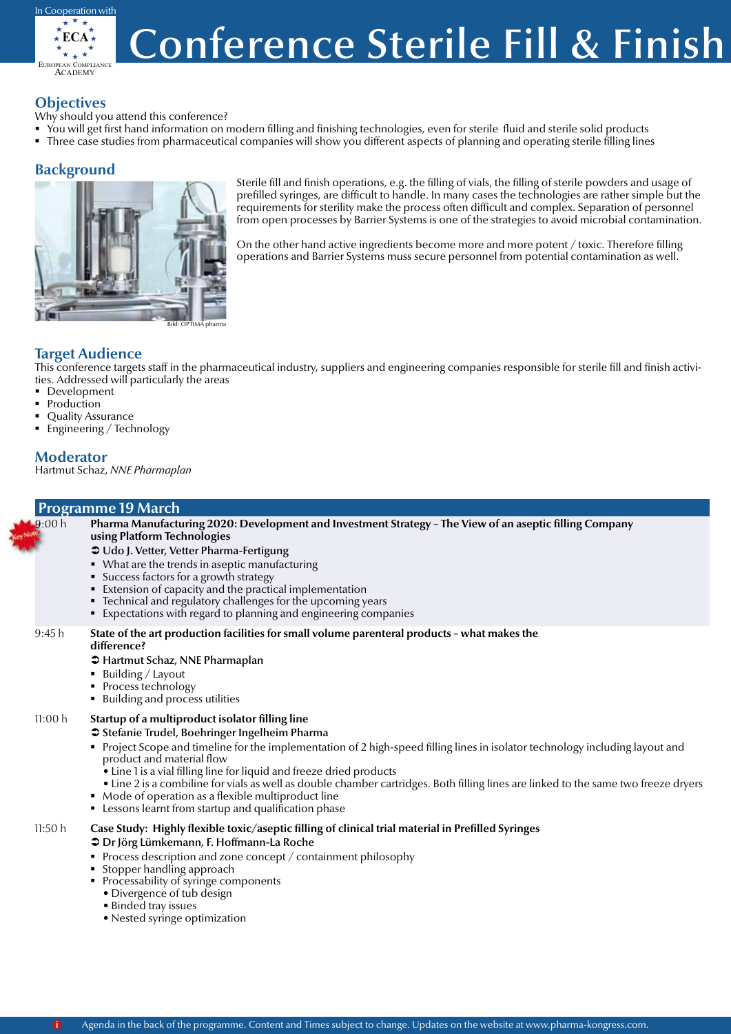In Cooperation with ECA European Compliance Academy

# Conference Sterile Fill & Finish

## Objectives

Why should you attend this conference?

- You will get first hand information on modern filling and finishing technologies, even for sterile fluid and sterile solid products
- Three case studies from pharmaceutical companies will show you different aspects of planning and operating sterile filling lines

## Background

Bild: OPTIMA pharma

Sterile fill and finish operations, e.g. the filling of vials, the filling of sterile powders and usage of prefilled syringes, are difficult to handle. In many cases the technologies are rather simple but the requirements for sterility make the process often difficult and complex. Separation of personnel from open processes by Barrier Systems is one of the strategies to avoid microbial contamination.

On the other hand active ingredients become more and more potent / toxic. Therefore filling operations and Barrier Systems muss secure personnel from potential contamination as well.

## Target Audience

This conference targets staff in the pharmaceutical industry, suppliers and engineering companies responsible for sterile fill and finish activities. Addressed will particularly the areas

- Development
- Production
- Quality Assurance
- Engineering / Technology

## Moderator

Hartmut Schaz, *NNE Pharmaplan*

## Programme 19 March

**9:00 h** (Key Note)

**Pharma Manufacturing 2020: Development and Investment Strategy – The View of an aseptic filling Company using Platform Technologies**

➲ **Udo J. Vetter, Vetter Pharma-Fertigung**

- What are the trends in aseptic manufacturing
- Success factors for a growth strategy
- Extension of capacity and the practical implementation
- Technical and regulatory challenges for the upcoming years
- Expectations with regard to planning and engineering companies

**9:45 h**

**State of the art production facilities for small volume parenteral products – what makes the difference?**

➲ **Hartmut Schaz, NNE Pharmaplan**

- Building / Layout
- Process technology
- Building and process utilities

**11:00 h**

**Startup of a multiproduct isolator filling line**

➲ **Stefanie Trudel, Boehringer Ingelheim Pharma**

- Project Scope and timeline for the implementation of 2 high-speed filling lines in isolator technology including layout and product and material flow
  - Line 1 is a vial filling line for liquid and freeze dried products
  - Line 2 is a combiline for vials as well as double chamber cartridges. Both filling lines are linked to the same two freeze dryers
- Mode of operation as a flexible multiproduct line
- Lessons learnt from startup and qualification phase

**11:50 h**

**Case Study: Highly flexible toxic/aseptic filling of clinical trial material in Prefilled Syringes**

➲ **Dr Jörg Lümkemann, F. Hoffmann-La Roche**

- Process description and zone concept / containment philosophy
- Stopper handling approach
- Processability of syringe components
  - Divergence of tub design
  - Binded tray issues
  - Nested syringe optimization

Agenda in the back of the programme. Content and Times subject to change. Updates on the website at www.pharma-kongress.com.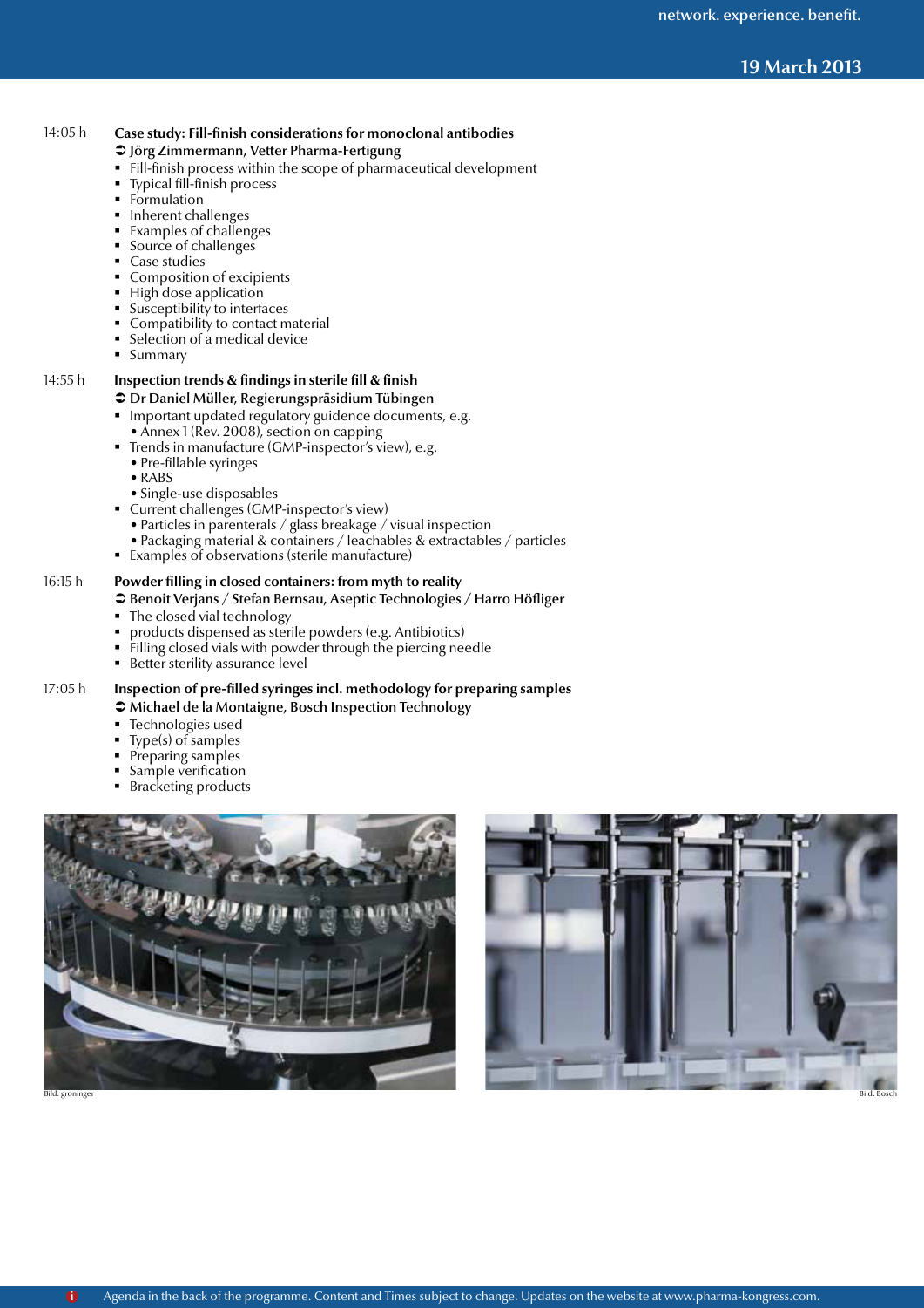**19 March 2013**

14:05 h

**Case study: Fill-finish considerations for monoclonal antibodies**

➲ **Jörg Zimmermann, Vetter Pharma-Fertigung**

- Fill-finish process within the scope of pharmaceutical development
- Typical fill-finish process
- Formulation
- Inherent challenges
- Examples of challenges
- Source of challenges
- Case studies
- Composition of excipients
- High dose application
- Susceptibility to interfaces
- Compatibility to contact material
- Selection of a medical device
- Summary

14:55 h

**Inspection trends & findings in sterile fill & finish**

➲ **Dr Daniel Müller, Regierungspräsidium Tübingen**

- Important updated regulatory guidence documents, e.g.
  - Annex 1 (Rev. 2008), section on capping
- Trends in manufacture (GMP-inspector's view), e.g.
  - Pre-fillable syringes
  - RABS
  - Single-use disposables
- Current challenges (GMP-inspector's view)
  - Particles in parenterals / glass breakage / visual inspection
  - Packaging material & containers / leachables & extractables / particles
- Examples of observations (sterile manufacture)

16:15 h

**Powder filling in closed containers: from myth to reality**

➲ **Benoit Verjans / Stefan Bernsau, Aseptic Technologies / Harro Höfliger**

- The closed vial technology
- products dispensed as sterile powders (e.g. Antibiotics)
- Filling closed vials with powder through the piercing needle
- Better sterility assurance level

17:05 h

**Inspection of pre-filled syringes incl. methodology for preparing samples**

➲ **Michael de la Montaigne, Bosch Inspection Technology**

- Technologies used
- Type(s) of samples
- Preparing samples
- Sample verification
- Bracketing products

Bild: groninger

Bild: Bosch

Agenda in the back of the programme. Content and Times subject to change. Updates on the website at www.pharma-kongress.com.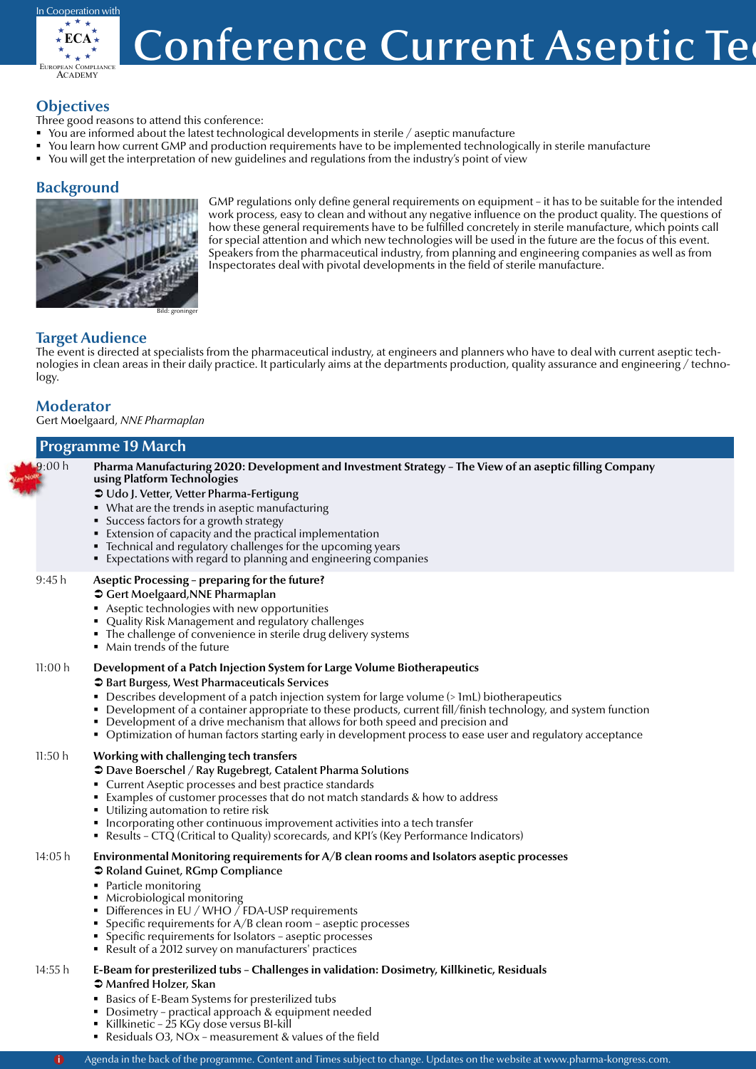In Cooperation with ECA European Compliance Academy

# Conference Current Aseptic Te

## Objectives

Three good reasons to attend this conference:

- You are informed about the latest technological developments in sterile / aseptic manufacture
- You learn how current GMP and production requirements have to be implemented technologically in sterile manufacture
- You will get the interpretation of new guidelines and regulations from the industry's point of view

## Background

Bild: groninger

GMP regulations only define general requirements on equipment – it has to be suitable for the intended work process, easy to clean and without any negative influence on the product quality. The questions of how these general requirements have to be fulfilled concretely in sterile manufacture, which points call for special attention and which new technologies will be used in the future are the focus of this event. Speakers from the pharmaceutical industry, from planning and engineering companies as well as from Inspectorates deal with pivotal developments in the field of sterile manufacture.

## Target Audience

The event is directed at specialists from the pharmaceutical industry, at engineers and planners who have to deal with current aseptic technologies in clean areas in their daily practice. It particularly aims at the departments production, quality assurance and engineering / technology.

## Moderator

Gert Moelgaard, *NNE Pharmaplan*

## Programme 19 March

**9:00 h** (Key Note)
**Pharma Manufacturing 2020: Development and Investment Strategy – The View of an aseptic filling Company using Platform Technologies**
**➲ Udo J. Vetter, Vetter Pharma-Fertigung**

- What are the trends in aseptic manufacturing
- Success factors for a growth strategy
- Extension of capacity and the practical implementation
- Technical and regulatory challenges for the upcoming years
- Expectations with regard to planning and engineering companies

**9:45 h**
**Aseptic Processing – preparing for the future?**
**➲ Gert Moelgaard,NNE Pharmaplan**

- Aseptic technologies with new opportunities
- Quality Risk Management and regulatory challenges
- The challenge of convenience in sterile drug delivery systems
- Main trends of the future

**11:00 h**
**Development of a Patch Injection System for Large Volume Biotherapeutics**
**➲ Bart Burgess, West Pharmaceuticals Services**

- Describes development of a patch injection system for large volume (> 1mL) biotherapeutics
- Development of a container appropriate to these products, current fill/finish technology, and system function
- Development of a drive mechanism that allows for both speed and precision and
- Optimization of human factors starting early in development process to ease user and regulatory acceptance

**11:50 h**
**Working with challenging tech transfers**
**➲ Dave Boerschel / Ray Rugebregt, Catalent Pharma Solutions**

- Current Aseptic processes and best practice standards
- Examples of customer processes that do not match standards & how to address
- Utilizing automation to retire risk
- Incorporating other continuous improvement activities into a tech transfer
- Results – CTQ (Critical to Quality) scorecards, and KPI's (Key Performance Indicators)

**14:05 h**
**Environmental Monitoring requirements for A/B clean rooms and Isolators aseptic processes**
**➲ Roland Guinet, RGmp Compliance**

- Particle monitoring
- Microbiological monitoring
- Differences in EU / WHO / FDA-USP requirements
- Specific requirements for A/B clean room – aseptic processes
- Specific requirements for Isolators – aseptic processes
- Result of a 2012 survey on manufacturers' practices

**14:55 h**
**E-Beam for presterilized tubs – Challenges in validation: Dosimetry, Killkinetic, Residuals**
**➲ Manfred Holzer, Skan**

- Basics of E-Beam Systems for presterilized tubs
- Dosimetry – practical approach & equipment needed
- Killkinetic – 25 KGy dose versus BI-kill
- Residuals O3, NOx – measurement & values of the field

Agenda in the back of the programme. Content and Times subject to change. Updates on the website at www.pharma-kongress.com.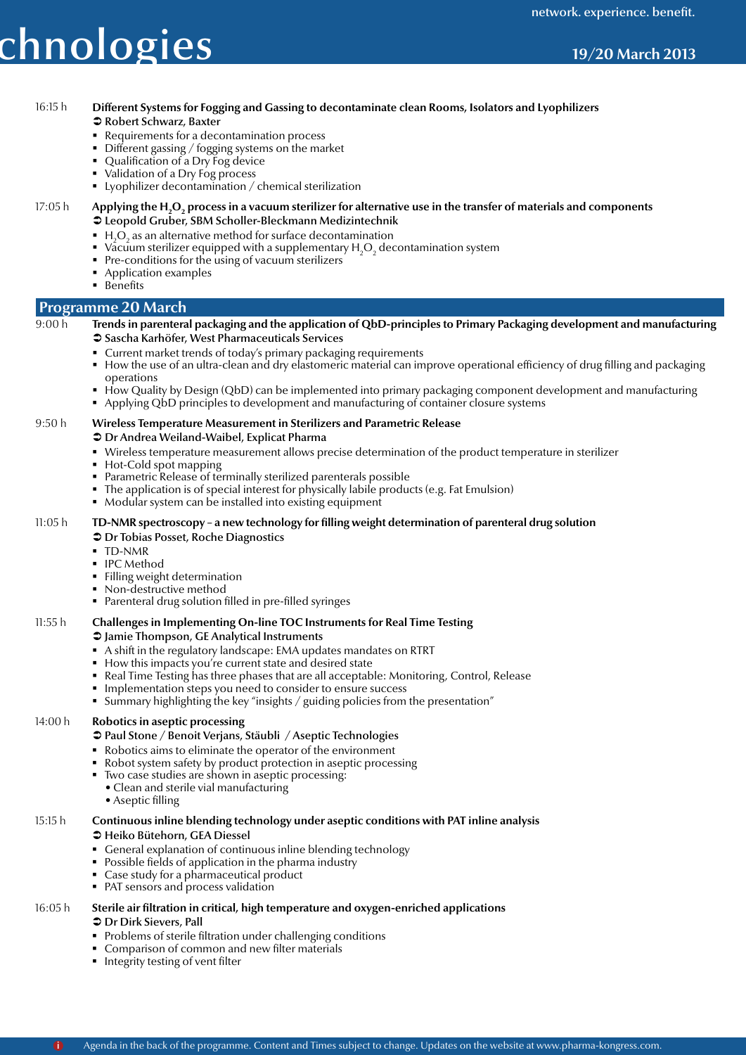16:15 h **Different Systems for Fogging and Gassing to decontaminate clean Rooms, Isolators and Lyophilizers**

➲ **Robert Schwarz, Baxter**

- Requirements for a decontamination process
- Different gassing / fogging systems on the market
- Qualification of a Dry Fog device
- Validation of a Dry Fog process
- Lyophilizer decontamination / chemical sterilization

17:05 h **Applying the $H_2O_2$ process in a vacuum sterilizer for alternative use in the transfer of materials and components**

➲ **Leopold Gruber, SBM Scholler-Bleckmann Medizintechnik**

- $H_2O_2$ as an alternative method for surface decontamination
- Vacuum sterilizer equipped with a supplementary $H_2O_2$ decontamination system
- Pre-conditions for the using of vacuum sterilizers
- Application examples
- Benefits

## Programme 20 March

9:00 h **Trends in parenteral packaging and the application of QbD-principles to Primary Packaging development and manufacturing**

➲ **Sascha Karhöfer, West Pharmaceuticals Services**

- Current market trends of today's primary packaging requirements
- How the use of an ultra-clean and dry elastomeric material can improve operational efficiency of drug filling and packaging operations
- How Quality by Design (QbD) can be implemented into primary packaging component development and manufacturing
- Applying QbD principles to development and manufacturing of container closure systems

9:50 h **Wireless Temperature Measurement in Sterilizers and Parametric Release**

➲ **Dr Andrea Weiland-Waibel, Explicat Pharma**

- Wireless temperature measurement allows precise determination of the product temperature in sterilizer
- Hot-Cold spot mapping
- Parametric Release of terminally sterilized parenterals possible
- The application is of special interest for physically labile products (e.g. Fat Emulsion)
- Modular system can be installed into existing equipment

11:05 h **TD-NMR spectroscopy – a new technology for filling weight determination of parenteral drug solution**

➲ **Dr Tobias Posset, Roche Diagnostics**

- TD-NMR
- IPC Method
- Filling weight determination
- Non-destructive method
- Parenteral drug solution filled in pre-filled syringes

11:55 h **Challenges in Implementing On-line TOC Instruments for Real Time Testing**

➲ **Jamie Thompson, GE Analytical Instruments**

- A shift in the regulatory landscape: EMA updates mandates on RTRT
- How this impacts you're current state and desired state
- Real Time Testing has three phases that are all acceptable: Monitoring, Control, Release
- Implementation steps you need to consider to ensure success
- Summary highlighting the key "insights / guiding policies from the presentation"

14:00 h **Robotics in aseptic processing**

➲ **Paul Stone / Benoit Verjans, Stäubli / Aseptic Technologies**

- Robotics aims to eliminate the operator of the environment
- Robot system safety by product protection in aseptic processing
- Two case studies are shown in aseptic processing:
  - Clean and sterile vial manufacturing
  - Aseptic filling

15:15 h **Continuous inline blending technology under aseptic conditions with PAT inline analysis**

➲ **Heiko Bütehorn, GEA Diessel**

- General explanation of continuous inline blending technology
- Possible fields of application in the pharma industry
- Case study for a pharmaceutical product
- PAT sensors and process validation

16:05 h **Sterile air filtration in critical, high temperature and oxygen-enriched applications**

➲ **Dr Dirk Sievers, Pall**

- Problems of sterile filtration under challenging conditions
- Comparison of common and new filter materials
- Integrity testing of vent filter

Agenda in the back of the programme. Content and Times subject to change. Updates on the website at www.pharma-kongress.com.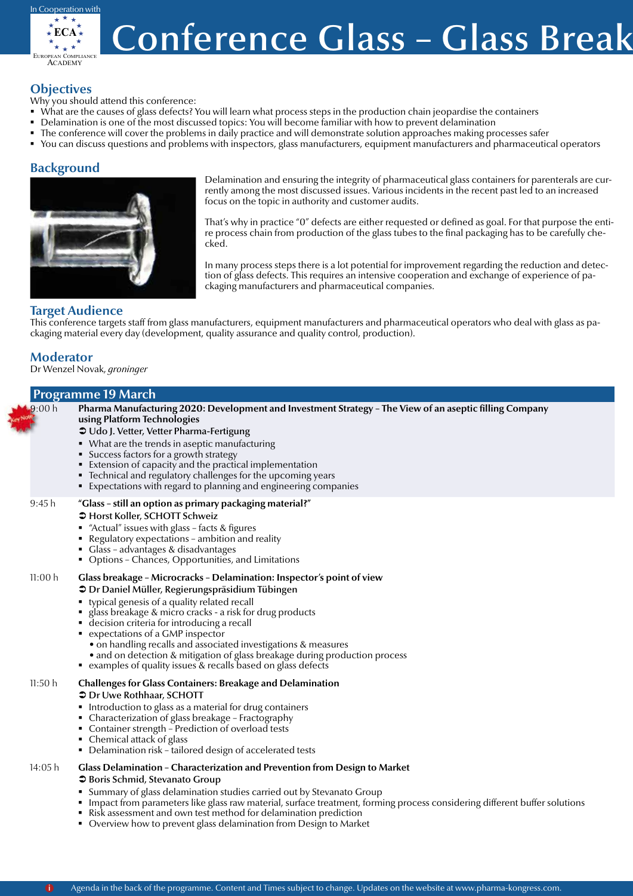In Cooperation with ECA European Compliance Academy

# Conference Glass – Glass Break

## Objectives

Why you should attend this conference:

- What are the causes of glass defects? You will learn what process steps in the production chain jeopardise the containers
- Delamination is one of the most discussed topics: You will become familiar with how to prevent delamination
- The conference will cover the problems in daily practice and will demonstrate solution approaches making processes safer
- You can discuss questions and problems with inspectors, glass manufacturers, equipment manufacturers and pharmaceutical operators

## Background

Delamination and ensuring the integrity of pharmaceutical glass containers for parenterals are currently among the most discussed issues. Various incidents in the recent past led to an increased focus on the topic in authority and customer audits.

That's why in practice "0" defects are either requested or defined as goal. For that purpose the entire process chain from production of the glass tubes to the final packaging has to be carefully checked.

In many process steps there is a lot potential for improvement regarding the reduction and detection of glass defects. This requires an intensive cooperation and exchange of experience of packaging manufacturers and pharmaceutical companies.

## Target Audience

This conference targets staff from glass manufacturers, equipment manufacturers and pharmaceutical operators who deal with glass as packaging material every day (development, quality assurance and quality control, production).

## Moderator

Dr Wenzel Novak, *groninger*

## Programme 19 March

**9:00 h** (Key Note)
**Pharma Manufacturing 2020: Development and Investment Strategy – The View of an aseptic filling Company using Platform Technologies**
**➲ Udo J. Vetter, Vetter Pharma-Fertigung**

- What are the trends in aseptic manufacturing
- Success factors for a growth strategy
- Extension of capacity and the practical implementation
- Technical and regulatory challenges for the upcoming years
- Expectations with regard to planning and engineering companies

**9:45 h**
**"Glass – still an option as primary packaging material?"**
**➲ Horst Koller, SCHOTT Schweiz**

- "Actual" issues with glass – facts & figures
- Regulatory expectations – ambition and reality
- Glass – advantages & disadvantages
- Options – Chances, Opportunities, and Limitations

**11:00 h**
**Glass breakage – Microcracks – Delamination: Inspector's point of view**
**➲ Dr Daniel Müller, Regierungspräsidium Tübingen**

- typical genesis of a quality related recall
- glass breakage & micro cracks - a risk for drug products
- decision criteria for introducing a recall
- expectations of a GMP inspector
  - on handling recalls and associated investigations & measures
  - and on detection & mitigation of glass breakage during production process
- examples of quality issues & recalls based on glass defects

**11:50 h**
**Challenges for Glass Containers: Breakage and Delamination**
**➲ Dr Uwe Rothhaar, SCHOTT**

- Introduction to glass as a material for drug containers
- Characterization of glass breakage – Fractography
- Container strength – Prediction of overload tests
- Chemical attack of glass
- Delamination risk – tailored design of accelerated tests

**14:05 h**
**Glass Delamination – Characterization and Prevention from Design to Market**
**➲ Boris Schmid, Stevanato Group**

- Summary of glass delamination studies carried out by Stevanato Group
- Impact from parameters like glass raw material, surface treatment, forming process considering different buffer solutions
- Risk assessment and own test method for delamination prediction
- Overview how to prevent glass delamination from Design to Market

Agenda in the back of the programme. Content and Times subject to change. Updates on the website at www.pharma-kongress.com.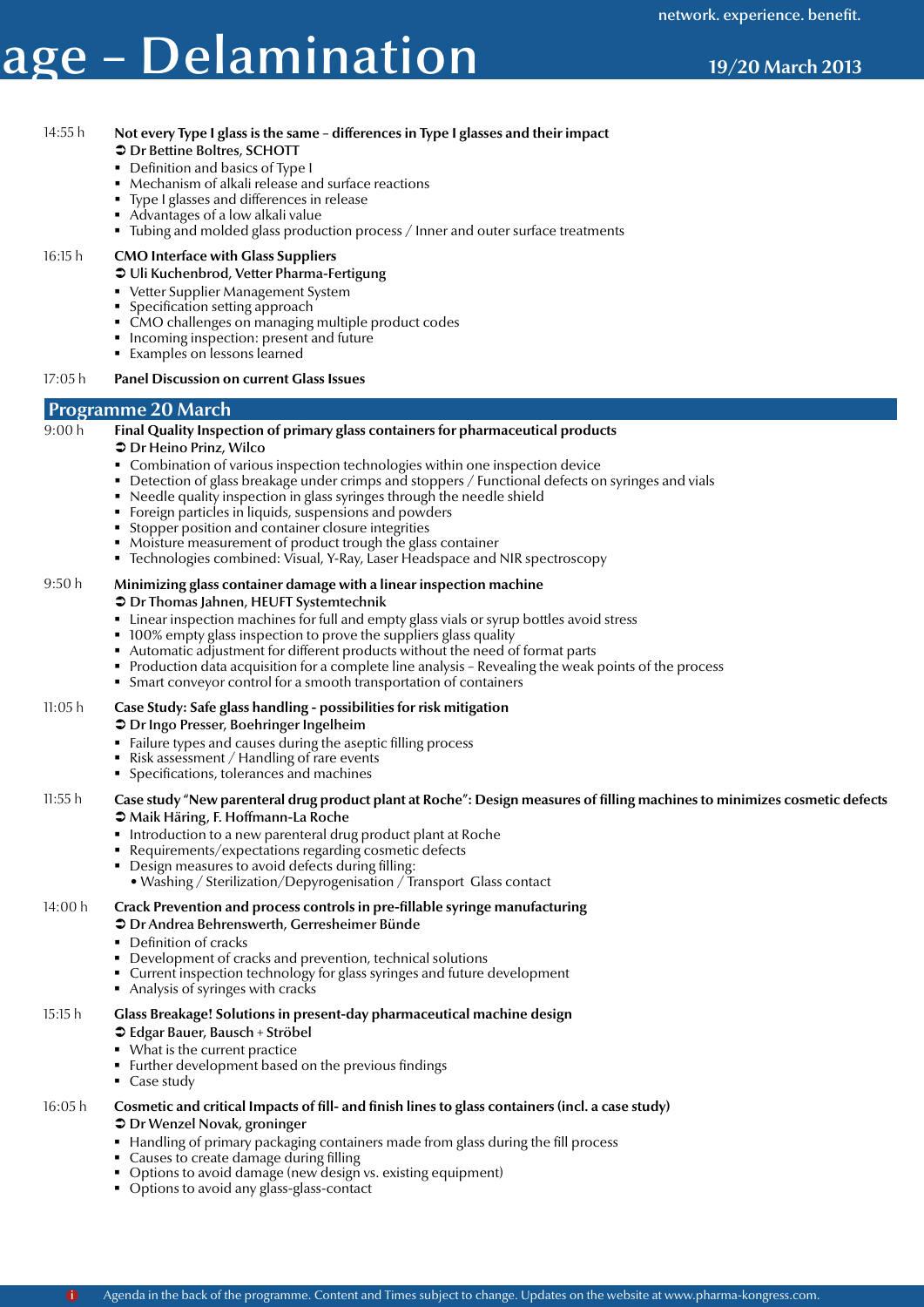**14:55 h** **Not every Type I glass is the same – differences in Type I glasses and their impact**

➲ **Dr Bettine Boltres, SCHOTT**

- Definition and basics of Type I
- Mechanism of alkali release and surface reactions
- Type I glasses and differences in release
- Advantages of a low alkali value
- Tubing and molded glass production process / Inner and outer surface treatments

**16:15 h** **CMO Interface with Glass Suppliers**

➲ **Uli Kuchenbrod, Vetter Pharma-Fertigung**

- Vetter Supplier Management System
- Specification setting approach
- CMO challenges on managing multiple product codes
- Incoming inspection: present and future
- Examples on lessons learned

**17:05 h** **Panel Discussion on current Glass Issues**

## Programme 20 March

**9:00 h** **Final Quality Inspection of primary glass containers for pharmaceutical products**

➲ **Dr Heino Prinz, Wilco**

- Combination of various inspection technologies within one inspection device
- Detection of glass breakage under crimps and stoppers / Functional defects on syringes and vials
- Needle quality inspection in glass syringes through the needle shield
- Foreign particles in liquids, suspensions and powders
- Stopper position and container closure integrities
- Moisture measurement of product trough the glass container
- Technologies combined: Visual, Y-Ray, Laser Headspace and NIR spectroscopy

**9:50 h** **Minimizing glass container damage with a linear inspection machine**

➲ **Dr Thomas Jahnen, HEUFT Systemtechnik**

- Linear inspection machines for full and empty glass vials or syrup bottles avoid stress
- 100% empty glass inspection to prove the suppliers glass quality
- Automatic adjustment for different products without the need of format parts
- Production data acquisition for a complete line analysis – Revealing the weak points of the process
- Smart conveyor control for a smooth transportation of containers

**11:05 h** **Case Study: Safe glass handling - possibilities for risk mitigation**

➲ **Dr Ingo Presser, Boehringer Ingelheim**

- Failure types and causes during the aseptic filling process
- Risk assessment / Handling of rare events
- Specifications, tolerances and machines

**11:55 h** **Case study "New parenteral drug product plant at Roche": Design measures of filling machines to minimizes cosmetic defects**

➲ **Maik Häring, F. Hoffmann-La Roche**

- Introduction to a new parenteral drug product plant at Roche
- Requirements/expectations regarding cosmetic defects
- Design measures to avoid defects during filling:
  - Washing / Sterilization/Depyrogenisation / Transport Glass contact

**14:00 h** **Crack Prevention and process controls in pre-fillable syringe manufacturing**

➲ **Dr Andrea Behrenswerth, Gerresheimer Bünde**

- Definition of cracks
- Development of cracks and prevention, technical solutions
- Current inspection technology for glass syringes and future development
- Analysis of syringes with cracks

**15:15 h** **Glass Breakage! Solutions in present-day pharmaceutical machine design**

➲ **Edgar Bauer, Bausch + Ströbel**

- What is the current practice
- Further development based on the previous findings
- Case study

**16:05 h** **Cosmetic and critical Impacts of fill- and finish lines to glass containers (incl. a case study)**

➲ **Dr Wenzel Novak, groninger**

- Handling of primary packaging containers made from glass during the fill process
- Causes to create damage during filling
- Options to avoid damage (new design vs. existing equipment)
- Options to avoid any glass-glass-contact

Agenda in the back of the programme. Content and Times subject to change. Updates on the website at www.pharma-kongress.com.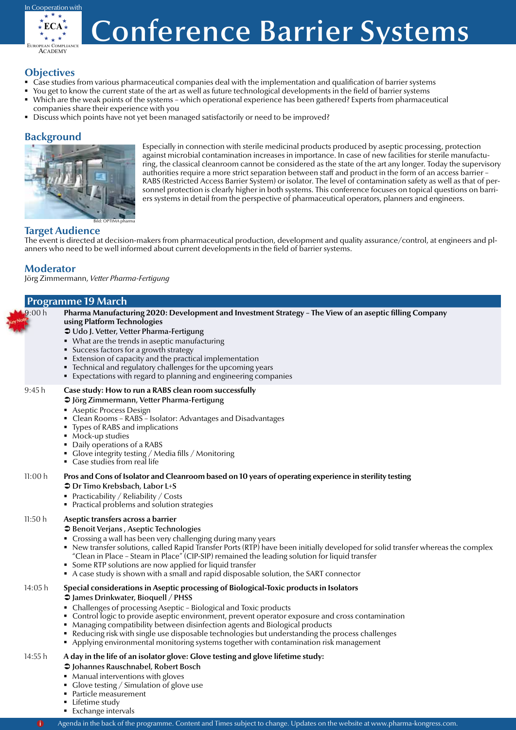In Cooperation with ECA European Compliance Academy

# Conference Barrier Systems

## Objectives

- Case studies from various pharmaceutical companies deal with the implementation and qualification of barrier systems
- You get to know the current state of the art as well as future technological developments in the field of barrier systems
- Which are the weak points of the systems – which operational experience has been gathered? Experts from pharmaceutical companies share their experience with you
- Discuss which points have not yet been managed satisfactorily or need to be improved?

## Background

Bild: OPTIMA pharma

Especially in connection with sterile medicinal products produced by aseptic processing, protection against microbial contamination increases in importance. In case of new facilities for sterile manufacturing, the classical cleanroom cannot be considered as the state of the art any longer. Today the supervisory authorities require a more strict separation between staff and product in the form of an access barrier – RABS (Restricted Access Barrier System) or isolator. The level of contamination safety as well as that of personnel protection is clearly higher in both systems. This conference focuses on topical questions on barriers systems in detail from the perspective of pharmaceutical operators, planners and engineers.

## Target Audience

The event is directed at decision-makers from pharmaceutical production, development and quality assurance/control, at engineers and planners who need to be well informed about current developments in the field of barrier systems.

## Moderator

Jörg Zimmermann, *Vetter Pharma-Fertigung*

## Programme 19 March

**9:00 h** (Key Note)
**Pharma Manufacturing 2020: Development and Investment Strategy – The View of an aseptic filling Company using Platform Technologies**
➲ **Udo J. Vetter, Vetter Pharma-Fertigung**
- What are the trends in aseptic manufacturing
- Success factors for a growth strategy
- Extension of capacity and the practical implementation
- Technical and regulatory challenges for the upcoming years
- Expectations with regard to planning and engineering companies

**9:45 h**
**Case study: How to run a RABS clean room successfully**
➲ **Jörg Zimmermann, Vetter Pharma-Fertigung**
- Aseptic Process Design
- Clean Rooms – RABS – Isolator: Advantages and Disadvantages
- Types of RABS and implications
- Mock-up studies
- Daily operations of a RABS
- Glove integrity testing / Media fills / Monitoring
- Case studies from real life

**11:00 h**
**Pros and Cons of Isolator and Cleanroom based on 10 years of operating experience in sterility testing**
➲ **Dr Timo Krebsbach, Labor L+S**
- Practicability / Reliability / Costs
- Practical problems and solution strategies

**11:50 h**
**Aseptic transfers across a barrier**
➲ **Benoit Verjans , Aseptic Technologies**
- Crossing a wall has been very challenging during many years
- New transfer solutions, called Rapid Transfer Ports (RTP) have been initially developed for solid transfer whereas the complex "Clean in Place – Steam in Place" (CIP-SIP) remained the leading solution for liquid transfer
- Some RTP solutions are now applied for liquid transfer
- A case study is shown with a small and rapid disposable solution, the SART connector

**14:05 h**
**Special considerations in Aseptic processing of Biological-Toxic products in Isolators**
➲ **James Drinkwater, Bioquell / PHSS**
- Challenges of processing Aseptic – Biological and Toxic products
- Control logic to provide aseptic environment, prevent operator exposure and cross contamination
- Managing compatibility between disinfection agents and Biological products
- Reducing risk with single use disposable technologies but understanding the process challenges
- Applying environmental monitoring systems together with contamination risk management

**14:55 h**
**A day in the life of an isolator glove: Glove testing and glove lifetime study:**
➲ **Johannes Rauschnabel, Robert Bosch**
- Manual interventions with gloves
- Glove testing / Simulation of glove use
- Particle measurement
- Lifetime study
- Exchange intervals

Agenda in the back of the programme. Content and Times subject to change. Updates on the website at www.pharma-kongress.com.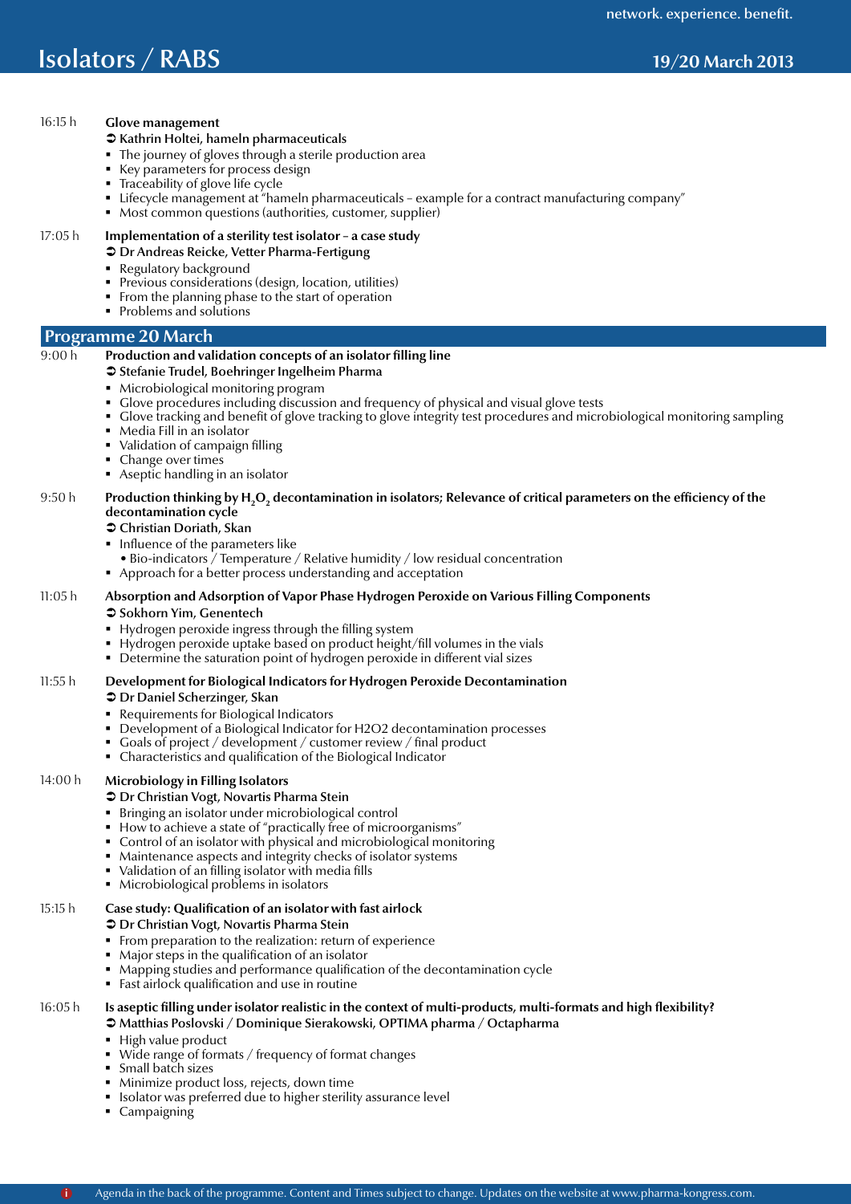16:15 h **Glove management**

➲ **Kathrin Holtei, hameln pharmaceuticals**

- The journey of gloves through a sterile production area
- Key parameters for process design
- Traceability of glove life cycle
- Lifecycle management at "hameln pharmaceuticals – example for a contract manufacturing company"
- Most common questions (authorities, customer, supplier)

17:05 h **Implementation of a sterility test isolator – a case study**

➲ **Dr Andreas Reicke, Vetter Pharma-Fertigung**

- Regulatory background
- Previous considerations (design, location, utilities)
- From the planning phase to the start of operation
- Problems and solutions

## Programme 20 March

9:00 h **Production and validation concepts of an isolator filling line**

➲ **Stefanie Trudel, Boehringer Ingelheim Pharma**

- Microbiological monitoring program
- Glove procedures including discussion and frequency of physical and visual glove tests
- Glove tracking and benefit of glove tracking to glove integrity test procedures and microbiological monitoring sampling
- Media Fill in an isolator
- Validation of campaign filling
- Change over times
- Aseptic handling in an isolator

9:50 h **Production thinking by $H_2O_2$ decontamination in isolators; Relevance of critical parameters on the efficiency of the decontamination cycle**

➲ **Christian Doriath, Skan**

- Influence of the parameters like
  - Bio-indicators / Temperature / Relative humidity / low residual concentration
- Approach for a better process understanding and acceptation

11:05 h **Absorption and Adsorption of Vapor Phase Hydrogen Peroxide on Various Filling Components**

➲ **Sokhorn Yim, Genentech**

- Hydrogen peroxide ingress through the filling system
- Hydrogen peroxide uptake based on product height/fill volumes in the vials
- Determine the saturation point of hydrogen peroxide in different vial sizes

11:55 h **Development for Biological Indicators for Hydrogen Peroxide Decontamination**

➲ **Dr Daniel Scherzinger, Skan**

- Requirements for Biological Indicators
- Development of a Biological Indicator for H2O2 decontamination processes
- Goals of project / development / customer review / final product
- Characteristics and qualification of the Biological Indicator

14:00 h **Microbiology in Filling Isolators**

➲ **Dr Christian Vogt, Novartis Pharma Stein**

- Bringing an isolator under microbiological control
- How to achieve a state of "practically free of microorganisms"
- Control of an isolator with physical and microbiological monitoring
- Maintenance aspects and integrity checks of isolator systems
- Validation of an filling isolator with media fills
- Microbiological problems in isolators

15:15 h **Case study: Qualification of an isolator with fast airlock**

➲ **Dr Christian Vogt, Novartis Pharma Stein**

- From preparation to the realization: return of experience
- Major steps in the qualification of an isolator
- Mapping studies and performance qualification of the decontamination cycle
- Fast airlock qualification and use in routine

16:05 h **Is aseptic filling under isolator realistic in the context of multi-products, multi-formats and high flexibility?**

➲ **Matthias Poslovski / Dominique Sierakowski, OPTIMA pharma / Octapharma**

- High value product
- Wide range of formats / frequency of format changes
- Small batch sizes
- Minimize product loss, rejects, down time
- Isolator was preferred due to higher sterility assurance level
- Campaigning

Agenda in the back of the programme. Content and Times subject to change. Updates on the website at www.pharma-kongress.com.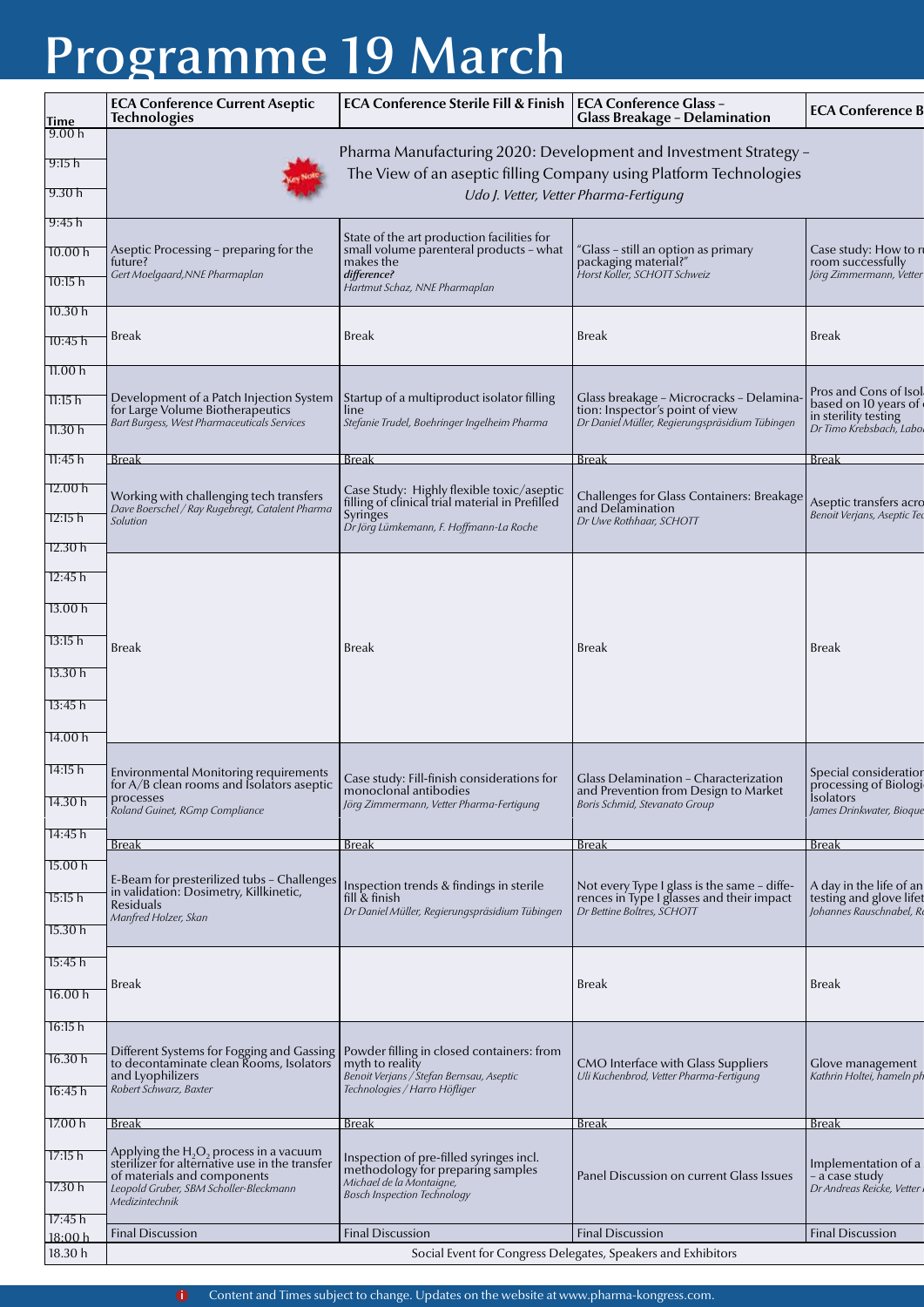# Programme 19 March

| Time | ECA Conference Current Aseptic Technologies | ECA Conference Sterile Fill & Finish | ECA Conference Glass – Glass Breakage – Delamination | ECA Conference B |
|---|---|---|---|---|
| 9.00 h – 9.30 h | Key Note: Pharma Manufacturing 2020: Development and Investment Strategy – The View of an aseptic filling Company using Platform Technologies *Udo J. Vetter, Vetter Pharma-Fertigung* | | | |
| 9:45 h – 10:15 h | Aseptic Processing – preparing for the future? *Gert Moelgaard, NNE Pharmaplan* | State of the art production facilities for small volume parenteral products – what makes the ***difference?*** *Hartmut Schaz, NNE Pharmaplan* | "Glass – still an option as primary packaging material?" *Horst Koller, SCHOTT Schweiz* | Case study: How to r room successfully *Jörg Zimmermann, Vetter* |
| 10.30 h – 10:45 h | Break | Break | Break | Break |
| 11.00 h – 11.30 h | Development of a Patch Injection System for Large Volume Biotherapeutics *Bart Burgess, West Pharmaceuticals Services* | Startup of a multiproduct isolator filling line *Stefanie Trudel, Boehringer Ingelheim Pharma* | Glass breakage – Microcracks – Delamination: Inspector's point of view *Dr Daniel Müller, Regierungspräsidium Tübingen* | Pros and Cons of Isol based on 10 years of in sterility testing *Dr Timo Krebsbach, Labo* |
| 11:45 h | Break | Break | Break | Break |
| 12.00 h – 12.30 h | Working with challenging tech transfers *Dave Boerschel / Ray Rugebregt, Catalent Pharma Solution* | Case Study: Highly flexible toxic/aseptic filling of clinical trial material in Prefilled Syringes *Dr Jörg Lümkemann, F. Hoffmann-La Roche* | Challenges for Glass Containers: Breakage and Delamination *Dr Uwe Rothhaar, SCHOTT* | Aseptic transfers acro *Benoit Verjans, Aseptic Tec* |
| 12:45 h – 14.00 h | Break | Break | Break | Break |
| 14:15 h – 14.30 h | Environmental Monitoring requirements for A/B clean rooms and Isolators aseptic processes *Roland Guinet, RGmp Compliance* | Case study: Fill-finish considerations for monoclonal antibodies *Jörg Zimmermann, Vetter Pharma-Fertigung* | Glass Delamination – Characterization and Prevention from Design to Market *Boris Schmid, Stevanato Group* | Special consideration processing of Biologi Isolators *James Drinkwater, Bioque* |
| 14:45 h | Break | Break | Break | Break |
| 15.00 h – 15.30 h | E-Beam for presterilized tubs – Challenges in validation: Dosimetry, Killkinetic, Residuals *Manfred Holzer, Skan* | Inspection trends & findings in sterile fill & finish *Dr Daniel Müller, Regierungspräsidium Tübingen* | Not every Type I glass is the same – differences in Type I glasses and their impact *Dr Bettine Boltres, SCHOTT* | A day in the life of an testing and glove lifet *Johannes Rauschnabel, R* |
| 15:45 h – 16.00 h | Break | | Break | Break |
| 16:15 h – 16:45 h | Different Systems for Fogging and Gassing to decontaminate clean Rooms, Isolators and Lyophilizers *Robert Schwarz, Baxter* | Powder filling in closed containers: from myth to reality *Benoit Verjans / Stefan Bernsau, Aseptic Technologies / Harro Höfliger* | CMO Interface with Glass Suppliers *Uli Kuchenbrod, Vetter Pharma-Fertigung* | Glove management *Kathrin Holtei, hameln ph* |
| 17.00 h | Break | Break | Break | Break |
| 17:15 h – 17.30 h | Applying the $H_2O_2$ process in a vacuum sterilizer for alternative use in the transfer of materials and components *Leopold Gruber, SBM Schoeller-Bleckmann Medizintechnik* | Inspection of pre-filled syringes incl. methodology for preparing samples *Michael de la Montaigne, Bosch Inspection Technology* | Panel Discussion on current Glass Issues | Implementation of a – a case study *Dr Andreas Reicke, Vetter* |
| 17:45 h – 18:00 h | Final Discussion | Final Discussion | Final Discussion | Final Discussion |
| 18.30 h | Social Event for Congress Delegates, Speakers and Exhibitors | | | |

Content and Times subject to change. Updates on the website at www.pharma-kongress.com.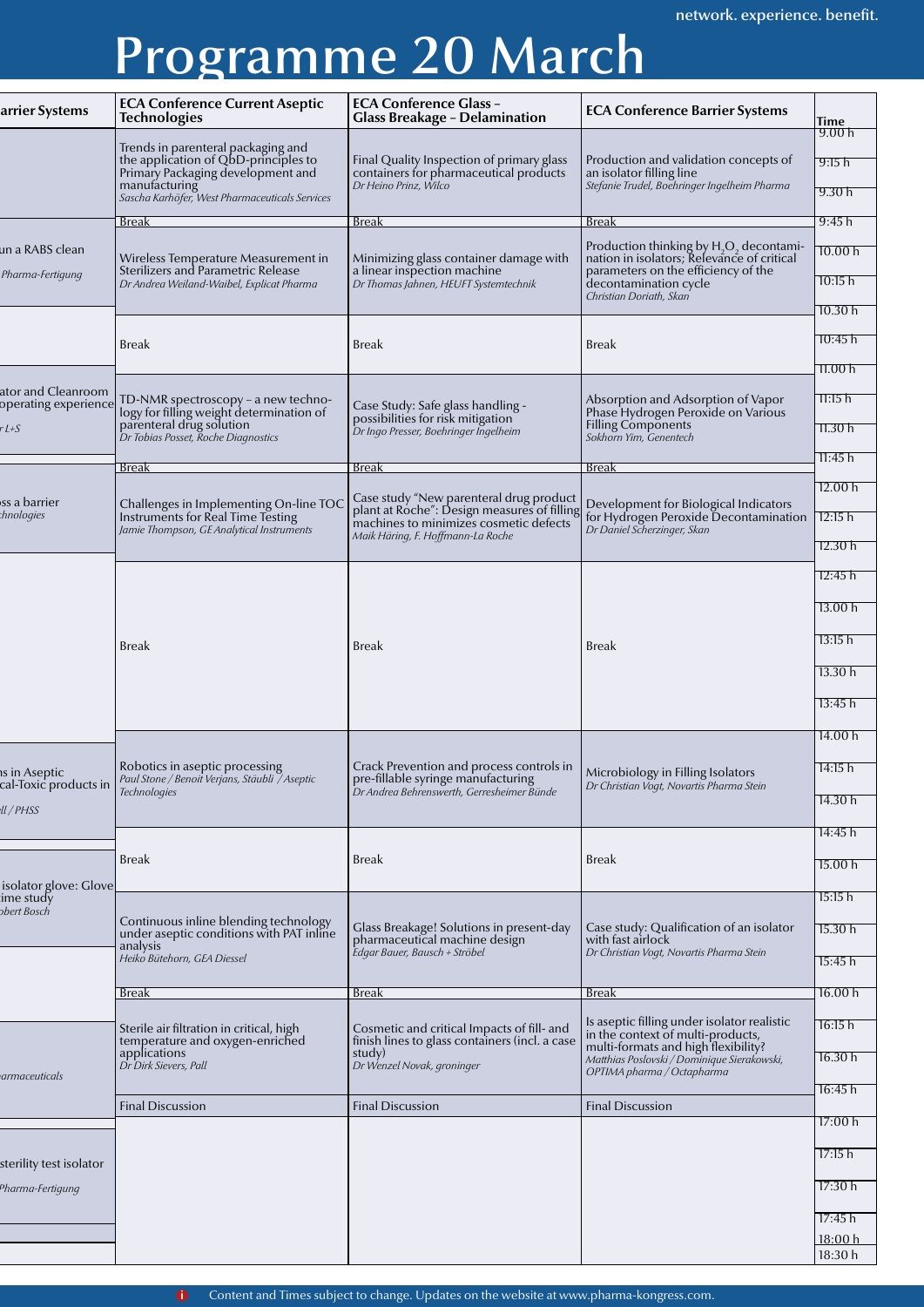# Programme 20 March

| ...arrier Systems | ECA Conference Current Aseptic Technologies | ECA Conference Glass – Glass Breakage – Delamination | ECA Conference Barrier Systems | Time |
|---|---|---|---|---|
| | Trends in parenteral packaging and the application of QbD-principles to Primary Packaging development and manufacturing *Sascha Karhöfer, West Pharmaceuticals Services* | Final Quality Inspection of primary glass containers for pharmaceutical products *Dr Heino Prinz, Wilco* | Production and validation concepts of an isolator filling line *Stefanie Trudel, Boehringer Ingelheim Pharma* | 9.00 h / 9:15 h / 9.30 h |
| | Break | Break | Break | 9:45 h |
| ...un a RABS clean *...Pharma-Fertigung* | Wireless Temperature Measurement in Sterilizers and Parametric Release *Dr Andrea Weiland-Waibel, Explicat Pharma* | Minimizing glass container damage with a linear inspection machine *Dr Thomas Jahnen, HEUFT Systemtechnik* | Production thinking by $H_2O_2$ decontamination in isolators; Relevance of critical parameters on the efficiency of the decontamination cycle *Christian Doriath, Skan* | 10.00 h / 10:15 h |
| | Break | Break | Break | 10.30 h / 10:45 h |
| ...ator and Cleanroom ...operating experience *...r L+S* | TD-NMR spectroscopy – a new technology for filling weight determination of parenteral drug solution *Dr Tobias Posset, Roche Diagnostics* | Case Study: Safe glass handling - possibilities for risk mitigation *Dr Ingo Presser, Boehringer Ingelheim* | Absorption and Adsorption of Vapor Phase Hydrogen Peroxide on Various Filling Components *Sokhorn Yim, Genentech* | 11.00 h / 11:15 h / 11.30 h |
| | Break | Break | Break | 11:45 h |
| ...ss a barrier *...chnologies* | Challenges in Implementing On-line TOC Instruments for Real Time Testing *Jamie Thompson, GE Analytical Instruments* | Case study "New parenteral drug product plant at Roche": Design measures of filling machines to minimizes cosmetic defects *Maik Häring, F. Hoffmann-La Roche* | Development for Biological Indicators for Hydrogen Peroxide Decontamination *Dr Daniel Scherzinger, Skan* | 12.00 h / 12:15 h / 12.30 h |
| | Break | Break | Break | 12:45 h / 13.00 h / 13:15 h / 13.30 h / 13:45 h |
| ...ns in Aseptic ...cal-Toxic products in *...ll / PHSS* | Robotics in aseptic processing *Paul Stone / Benoit Verjans, Stäubli / Aseptic Technologies* | Crack Prevention and process controls in pre-fillable syringe manufacturing *Dr Andrea Behrenswerth, Gerresheimer Bünde* | Microbiology in Filling Isolators *Dr Christian Vogt, Novartis Pharma Stein* | 14.00 h / 14:15 h / 14.30 h |
| | Break | Break | Break | 14:45 h / 15.00 h |
| ...isolator glove: Glove ...ime study *...obert Bosch* | Continuous inline blending technology under aseptic conditions with PAT inline analysis *Heiko Bütehorn, GEA Diessel* | Glass Breakage! Solutions in present-day pharmaceutical machine design *Edgar Bauer, Bausch + Ströbel* | Case study: Qualification of an isolator with fast airlock *Dr Christian Vogt, Novartis Pharma Stein* | 15:15 h / 15.30 h / 15:45 h |
| | Break | Break | Break | 16.00 h |
| *...armaceuticals* | Sterile air filtration in critical, high temperature and oxygen-enriched applications *Dr Dirk Sievers, Pall* | Cosmetic and critical Impacts of fill- and finish lines to glass containers (incl. a case study) *Dr Wenzel Novak, groninger* | Is aseptic filling under isolator realistic in the context of multi-products, multi-formats and high flexibility? *Matthias Poslovski / Dominique Sierakowski, OPTIMA pharma / Octapharma* | 16:15 h / 16.30 h / 16:45 h |
| | Final Discussion | Final Discussion | Final Discussion | 17:00 h |
| ...sterility test isolator *...Pharma-Fertigung* | | | | 17:15 h / 17:30 h / 17:45 h / 18:00 h / 18:30 h |

Content and Times subject to change. Updates on the website at www.pharma-kongress.com.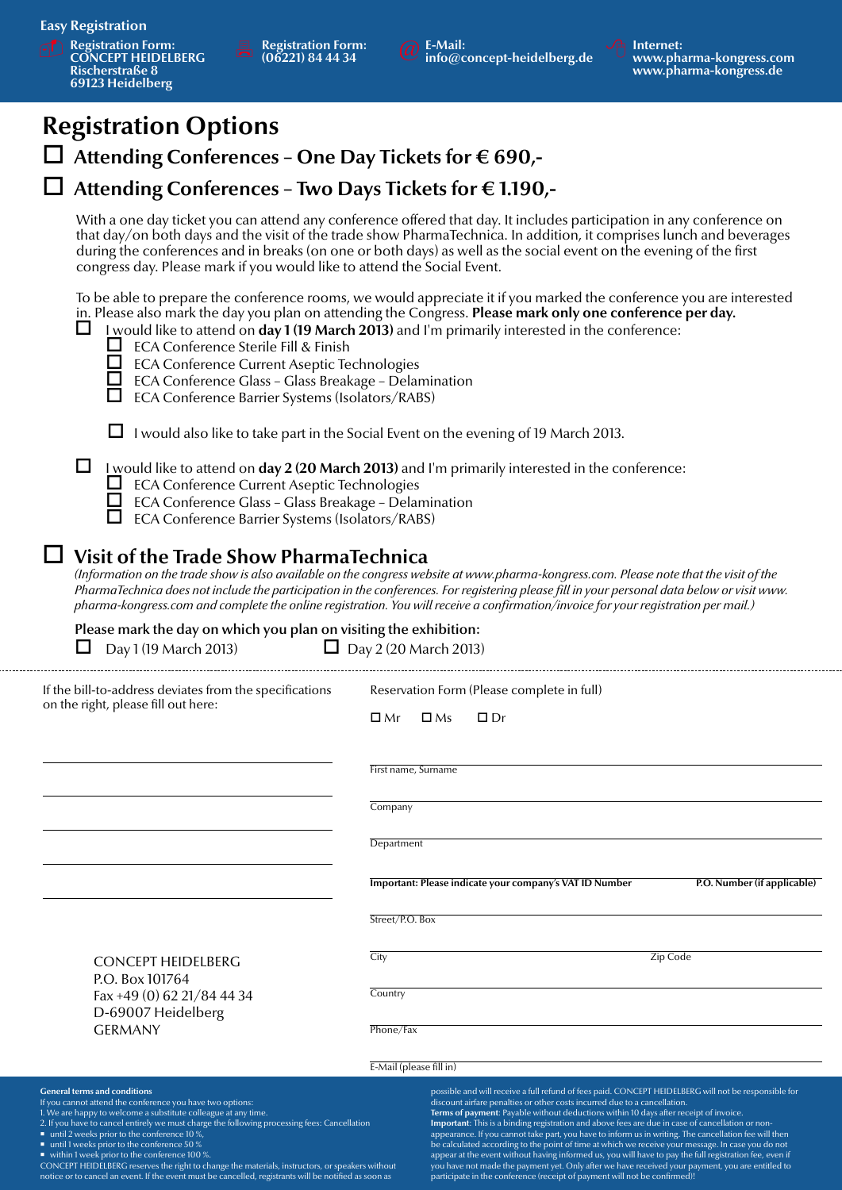**Easy Registration**

**Registration Form: CONCEPT HEIDELBERG Rischerstraße 8 69123 Heidelberg**

**Registration Form: (06221) 84 44 34**

**E-Mail: info@concept-heidelberg.de**

**Internet: www.pharma-kongress.com www.pharma-kongress.de**

# Registration Options

## ☐ Attending Conferences – One Day Tickets for € 690,-

## ☐ Attending Conferences – Two Days Tickets for € 1.190,-

With a one day ticket you can attend any conference offered that day. It includes participation in any conference on that day/on both days and the visit of the trade show PharmaTechnica. In addition, it comprises lunch and beverages during the conferences and in breaks (on one or both days) as well as the social event on the evening of the first congress day. Please mark if you would like to attend the Social Event.

To be able to prepare the conference rooms, we would appreciate it if you marked the conference you are interested in. Please also mark the day you plan on attending the Congress. **Please mark only one conference per day.**

☐ I would like to attend on **day 1 (19 March 2013)** and I'm primarily interested in the conference:

- ☐ ECA Conference Sterile Fill & Finish
- ☐ ECA Conference Current Aseptic Technologies
- ☐ ECA Conference Glass – Glass Breakage – Delamination
- ☐ ECA Conference Barrier Systems (Isolators/RABS)

☐ I would also like to take part in the Social Event on the evening of 19 March 2013.

☐ I would like to attend on **day 2 (20 March 2013)** and I'm primarily interested in the conference:

- ☐ ECA Conference Current Aseptic Technologies
- ☐ ECA Conference Glass – Glass Breakage – Delamination
- ☐ ECA Conference Barrier Systems (Isolators/RABS)

## ☐ Visit of the Trade Show PharmaTechnica

*(Information on the trade show is also available on the congress website at www.pharma-kongress.com. Please note that the visit of the PharmaTechnica does not include the participation in the conferences. For registering please fill in your personal data below or visit www.pharma-kongress.com and complete the online registration. You will receive a confirmation/invoice for your registration per mail.)*

**Please mark the day on which you plan on visiting the exhibition:**

☐ Day 1 (19 March 2013) ☐ Day 2 (20 March 2013)

---

If the bill-to-address deviates from the specifications on the right, please fill out here:

CONCEPT HEIDELBERG
P.O. Box 101764
Fax +49 (0) 62 21/84 44 34
D-69007 Heidelberg
GERMANY

Reservation Form (Please complete in full)

☐ Mr ☐ Ms ☐ Dr

First name, Surname

Company

Department

**Important: Please indicate your company's VAT ID Number** **P.O. Number (if applicable)**

Street/P.O. Box

City Zip Code

Country

Phone/Fax

E-Mail (please fill in)

**General terms and conditions**

If you cannot attend the conference you have two options:
1. We are happy to welcome a substitute colleague at any time.
2. If you have to cancel entirely we must charge the following processing fees: Cancellation

- until 2 weeks prior to the conference 10 %,
- until 1 weeks prior to the conference 50 %
- within 1 week prior to the conference 100 %.

CONCEPT HEIDELBERG reserves the right to change the materials, instructors, or speakers without notice or to cancel an event. If the event must be cancelled, registrants will be notified as soon as possible and will receive a full refund of fees paid. CONCEPT HEIDELBERG will not be responsible for discount airfare penalties or other costs incurred due to a cancellation.

**Terms of payment**: Payable without deductions within 10 days after receipt of invoice.

**Important**: This is a binding registration and above fees are due in case of cancellation or non-appearance. If you cannot take part, you have to inform us in writing. The cancellation fee will then be calculated according to the point of time at which we receive your message. In case you do not appear at the event without having informed us, you will have to pay the full registration fee, even if you have not made the payment yet. Only after we have received your payment, you are entitled to participate in the conference (receipt of payment will not be confirmed)!